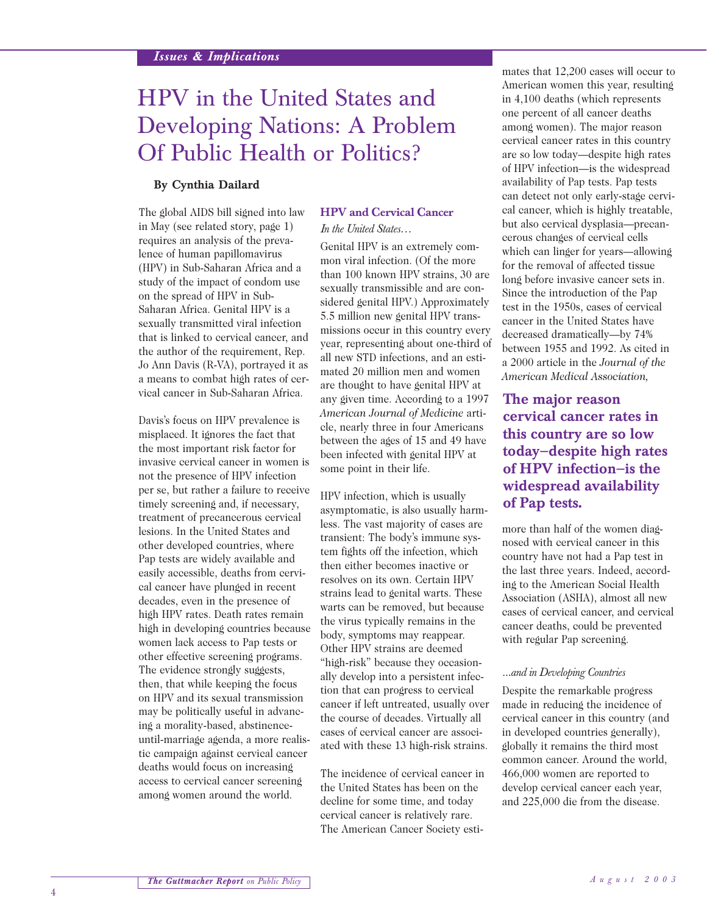# HPV in the United States and Developing Nations: A Problem Of Public Health or Politics?

**By Cynthia Dailard**

The global AIDS bill signed into law in May (see related story, page 1) requires an analysis of the prevalence of human papillomavirus (HPV) in Sub-Saharan Africa and a study of the impact of condom use on the spread of HPV in Sub-Saharan Africa. Genital HPV is a sexually transmitted viral infection that is linked to cervical cancer, and the author of the requirement, Rep. Jo Ann Davis (R-VA), portrayed it as a means to combat high rates of cervical cancer in Sub-Saharan Africa.

Davis's focus on HPV prevalence is misplaced. It ignores the fact that the most important risk factor for invasive cervical cancer in women is not the presence of HPV infection per se, but rather a failure to receive timely screening and, if necessary, treatment of precancerous cervical lesions. In the United States and other developed countries, where Pap tests are widely available and easily accessible, deaths from cervical cancer have plunged in recent decades, even in the presence of high HPV rates. Death rates remain high in developing countries because women lack access to Pap tests or other effective screening programs. The evidence strongly suggests, then, that while keeping the focus on HPV and its sexual transmission may be politically useful in advancing a morality-based, abstinence-until-marriage agenda, a more realistic campaign against cervical cancer deaths would focus on increasing access to cervical cancer screening among women around the world.

## HPV and Cervical Cancer

*In the United States…*

Genital HPV is an extremely common viral infection. (Of the more than 100 known HPV strains, 30 are sexually transmissible and are considered genital HPV.) Approximately 5.5 million new genital HPV transmissions occur in this country every year, representing about one-third of all new STD infections, and an estimated 20 million men and women are thought to have genital HPV at any given time. According to a 1997 *American Journal of Medicine* article, nearly three in four Americans between the ages of 15 and 49 have been infected with genital HPV at some point in their life.

HPV infection, which is usually asymptomatic, is also usually harmless. The vast majority of cases are transient: The body's immune system fights off the infection, which then either becomes inactive or resolves on its own. Certain HPV strains lead to genital warts. These warts can be removed, but because the virus typically remains in the body, symptoms may reappear. Other HPV strains are deemed "high-risk" because they occasionally develop into a persistent infection that can progress to cervical cancer if left untreated, usually over the course of decades. Virtually all cases of cervical cancer are associated with these 13 high-risk strains.

The incidence of cervical cancer in the United States has been on the decline for some time, and today cervical cancer is relatively rare. The American Cancer Society estimates that 12,200 cases will occur to American women this year, resulting in 4,100 deaths (which represents one percent of all cancer deaths among women). The major reason cervical cancer rates in this country are so low today—despite high rates of HPV infection—is the widespread availability of Pap tests. Pap tests can detect not only early-stage cervical cancer, which is highly treatable, but also cervical dysplasia—precancerous changes of cervical cells which can linger for years—allowing for the removal of affected tissue long before invasive cancer sets in. Since the introduction of the Pap test in the 1950s, cases of cervical cancer in the United States have decreased dramatically—by 74% between 1955 and 1992. As cited in a 2000 article in the *Journal of the American Medical Association,* more than half of the women diagnosed with cervical cancer in this country have not had a Pap test in the last three years. Indeed, according to the American Social Health Association (ASHA), almost all new cases of cervical cancer, and cervical cancer deaths, could be prevented with regular Pap screening.

**The major reason cervical cancer rates in this country are so low today—despite high rates of HPV infection—is the widespread availability of Pap tests.**

*…and in Developing Countries*

Despite the remarkable progress made in reducing the incidence of cervical cancer in this country (and in developed countries generally), globally it remains the third most common cancer. Around the world, 466,000 women are reported to develop cervical cancer each year, and 225,000 die from the disease.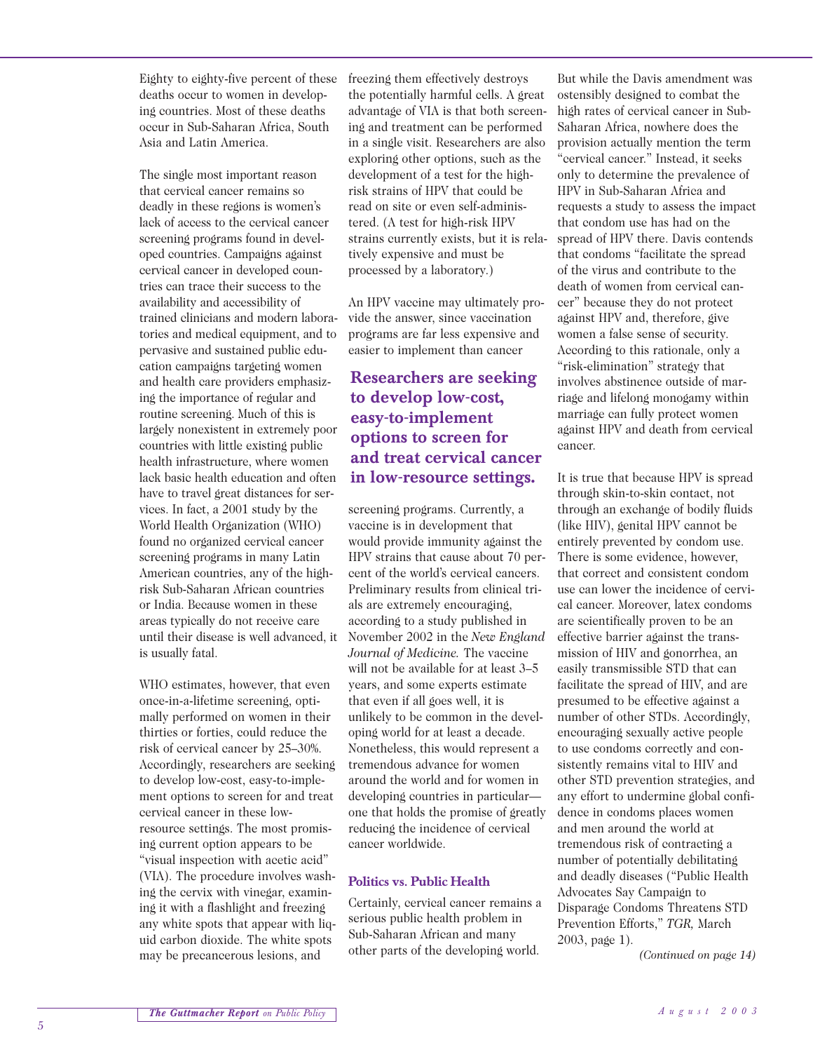Eighty to eighty-five percent of these deaths occur to women in developing countries. Most of these deaths occur in Sub-Saharan Africa, South Asia and Latin America.

The single most important reason that cervical cancer remains so deadly in these regions is women's lack of access to the cervical cancer screening programs found in developed countries. Campaigns against cervical cancer in developed countries can trace their success to the availability and accessibility of trained clinicians and modern laboratories and medical equipment, and to pervasive and sustained public education campaigns targeting women and health care providers emphasizing the importance of regular and routine screening. Much of this is largely nonexistent in extremely poor countries with little existing public health infrastructure, where women lack basic health education and often have to travel great distances for services. In fact, a 2001 study by the World Health Organization (WHO) found no organized cervical cancer screening programs in many Latin American countries, any of the high-risk Sub-Saharan African countries or India. Because women in these areas typically do not receive care until their disease is well advanced, it is usually fatal.

WHO estimates, however, that even once-in-a-lifetime screening, optimally performed on women in their thirties or forties, could reduce the risk of cervical cancer by 25–30%. Accordingly, researchers are seeking to develop low-cost, easy-to-implement options to screen for and treat cervical cancer in these low-resource settings. The most promising current option appears to be "visual inspection with acetic acid" (VIA). The procedure involves washing the cervix with vinegar, examining it with a flashlight and freezing any white spots that appear with liquid carbon dioxide. The white spots may be precancerous lesions, and freezing them effectively destroys the potentially harmful cells. A great advantage of VIA is that both screening and treatment can be performed in a single visit. Researchers are also exploring other options, such as the development of a test for the high-risk strains of HPV that could be read on site or even self-administered. (A test for high-risk HPV strains currently exists, but it is relatively expensive and must be processed by a laboratory.)

An HPV vaccine may ultimately provide the answer, since vaccination programs are far less expensive and easier to implement than cancer screening programs. Currently, a vaccine is in development that would provide immunity against the HPV strains that cause about 70 percent of the world's cervical cancers. Preliminary results from clinical trials are extremely encouraging, according to a study published in November 2002 in the *New England Journal of Medicine.* The vaccine will not be available for at least 3–5 years, and some experts estimate that even if all goes well, it is unlikely to be common in the developing world for at least a decade. Nonetheless, this would represent a tremendous advance for women around the world and for women in developing countries in particular—one that holds the promise of greatly reducing the incidence of cervical cancer worldwide.

**Researchers are seeking to develop low-cost, easy-to-implement options to screen for and treat cervical cancer in low-resource settings.**

## Politics vs. Public Health

Certainly, cervical cancer remains a serious public health problem in Sub-Saharan African and many other parts of the developing world. But while the Davis amendment was ostensibly designed to combat the high rates of cervical cancer in Sub-Saharan Africa, nowhere does the provision actually mention the term "cervical cancer." Instead, it seeks only to determine the prevalence of HPV in Sub-Saharan Africa and requests a study to assess the impact that condom use has had on the spread of HPV there. Davis contends that condoms "facilitate the spread of the virus and contribute to the death of women from cervical cancer" because they do not protect against HPV and, therefore, give women a false sense of security. According to this rationale, only a "risk-elimination" strategy that involves abstinence outside of marriage and lifelong monogamy within marriage can fully protect women against HPV and death from cervical cancer.

It is true that because HPV is spread through skin-to-skin contact, not through an exchange of bodily fluids (like HIV), genital HPV cannot be entirely prevented by condom use. There is some evidence, however, that correct and consistent condom use can lower the incidence of cervical cancer. Moreover, latex condoms are scientifically proven to be an effective barrier against the transmission of HIV and gonorrhea, an easily transmissible STD that can facilitate the spread of HIV, and are presumed to be effective against a number of other STDs. Accordingly, encouraging sexually active people to use condoms correctly and consistently remains vital to HIV and other STD prevention strategies, and any effort to undermine global confidence in condoms places women and men around the world at tremendous risk of contracting a number of potentially debilitating and deadly diseases ("Public Health Advocates Say Campaign to Disparage Condoms Threatens STD Prevention Efforts," *TGR,* March 2003, page 1).

*(Continued on page 14)*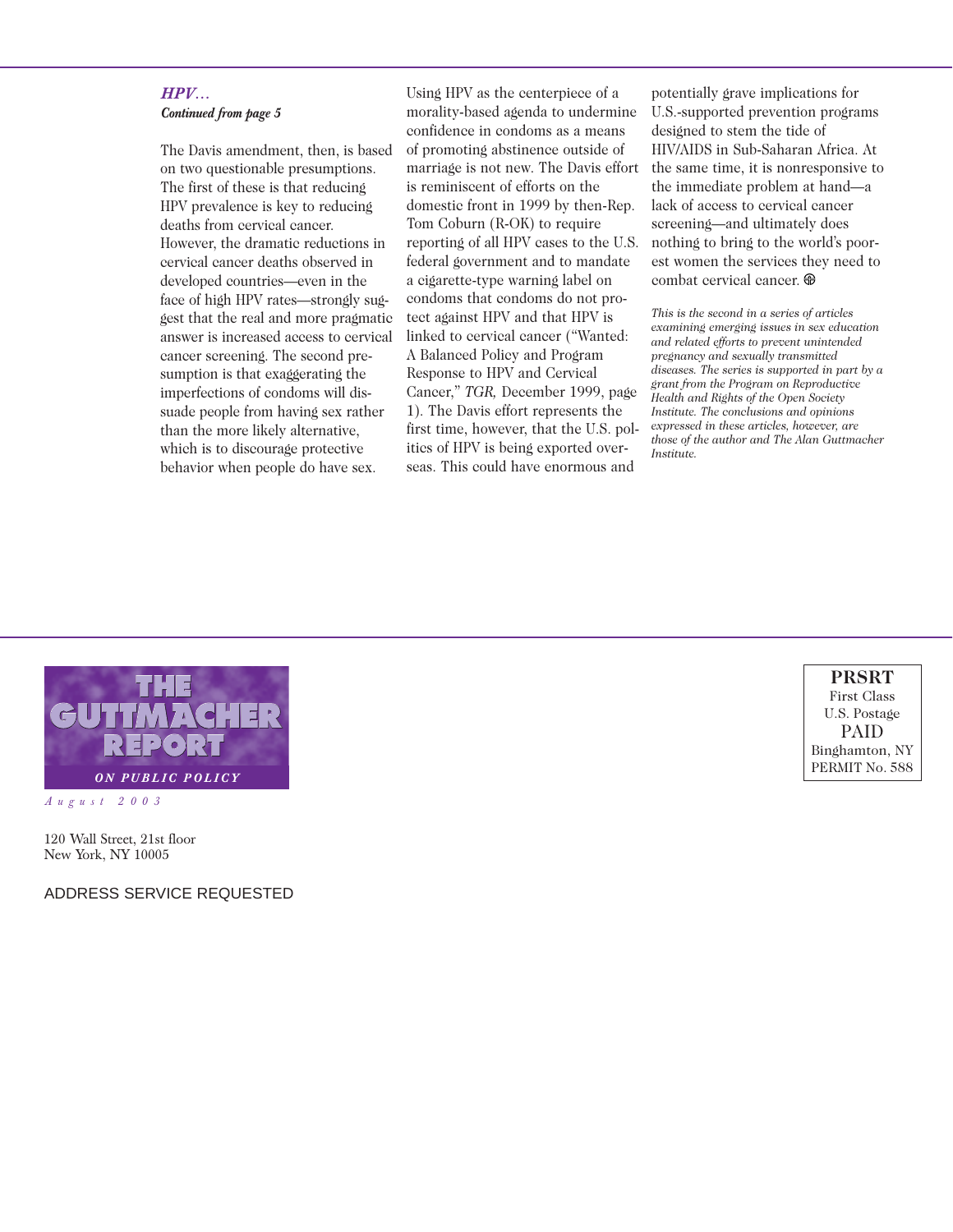***HPV…***
***Continued from page 5***

The Davis amendment, then, is based on two questionable presumptions. The first of these is that reducing HPV prevalence is key to reducing deaths from cervical cancer. However, the dramatic reductions in cervical cancer deaths observed in developed countries—even in the face of high HPV rates—strongly suggest that the real and more pragmatic answer is increased access to cervical cancer screening. The second presumption is that exaggerating the imperfections of condoms will dissuade people from having sex rather than the more likely alternative, which is to discourage protective behavior when people do have sex.

Using HPV as the centerpiece of a morality-based agenda to undermine confidence in condoms as a means of promoting abstinence outside of marriage is not new. The Davis effort is reminiscent of efforts on the domestic front in 1999 by then-Rep. Tom Coburn (R-OK) to require reporting of all HPV cases to the U.S. federal government and to mandate a cigarette-type warning label on condoms that condoms do not protect against HPV and that HPV is linked to cervical cancer ("Wanted: A Balanced Policy and Program Response to HPV and Cervical Cancer," *TGR,* December 1999, page 1). The Davis effort represents the first time, however, that the U.S. politics of HPV is being exported overseas. This could have enormous and potentially grave implications for U.S.-supported prevention programs designed to stem the tide of HIV/AIDS in Sub-Saharan Africa. At the same time, it is nonresponsive to the immediate problem at hand—a lack of access to cervical cancer screening—and ultimately does nothing to bring to the world's poorest women the services they need to combat cervical cancer.

*This is the second in a series of articles examining emerging issues in sex education and related efforts to prevent unintended pregnancy and sexually transmitted diseases. The series is supported in part by a grant from the Program on Reproductive Health and Rights of the Open Society Institute. The conclusions and opinions expressed in these articles, however, are those of the author and The Alan Guttmacher Institute.*

**THE GUTTMACHER REPORT**
***ON PUBLIC POLICY***
*August 2003*

120 Wall Street, 21st floor
New York, NY 10005

ADDRESS SERVICE REQUESTED

**PRSRT**
First Class
U.S. Postage
PAID
Binghamton, NY
PERMIT No. 588